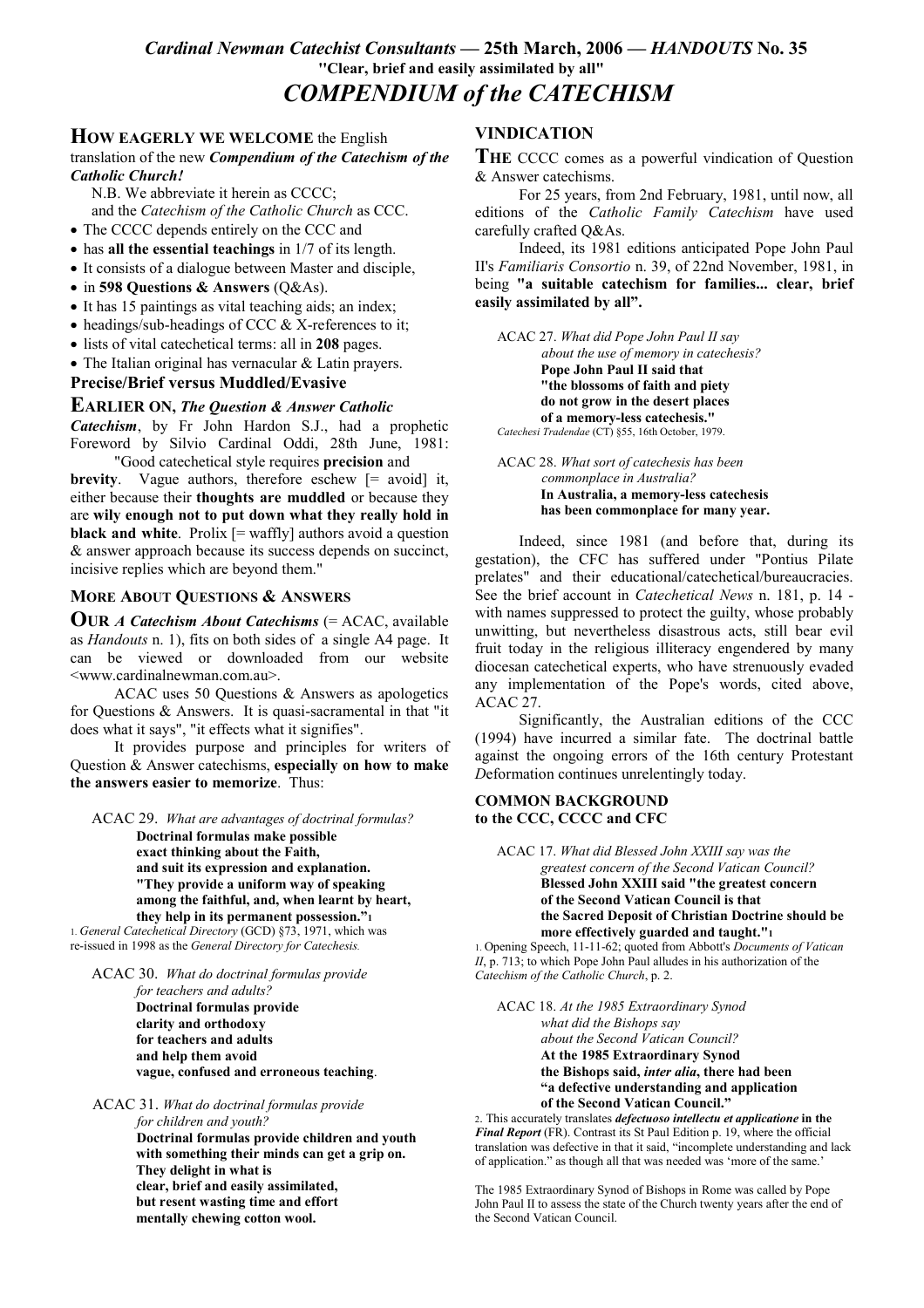# *Cardinal Newman Catechist Consultants* — 25th March, 2006 — *HANDOUTS* No. 35

**"Clear, brief and easily assimilated by all"**

## *COMPENDIUM of the CATECHISM*

**HOW EAGERLY WE WELCOME** the English translation of the new ***Compendium of the Catechism of the Catholic Church!***

N.B. We abbreviate it herein as CCCC;
and the *Catechism of the Catholic Church* as CCC.

- The CCCC depends entirely on the CCC and
- has **all the essential teachings** in 1/7 of its length.
- It consists of a dialogue between Master and disciple,
- in **598 Questions & Answers** (Q&As).
- It has 15 paintings as vital teaching aids; an index;
- headings/sub-headings of CCC & X-references to it;
- lists of vital catechetical terms: all in **208** pages.
- The Italian original has vernacular & Latin prayers.

### Precise/Brief versus Muddled/Evasive

**EARLIER ON,** ***The Question & Answer Catholic Catechism***, by Fr John Hardon S.J., had a prophetic Foreword by Silvio Cardinal Oddi, 28th June, 1981:

"Good catechetical style requires **precision** and **brevity**. Vague authors, therefore eschew [= avoid] it, either because their **thoughts are muddled** or because they are **wily enough not to put down what they really hold in black and white**. Prolix [= waffly] authors avoid a question & answer approach because its success depends on succinct, incisive replies which are beyond them."

### MORE ABOUT QUESTIONS & ANSWERS

**OUR** *A Catechism About Catechisms* (= ACAC, available as *Handouts* n. 1), fits on both sides of a single A4 page. It can be viewed or downloaded from our website <www.cardinalnewman.com.au>.

ACAC uses 50 Questions & Answers as apologetics for Questions & Answers. It is quasi-sacramental in that "it does what it says", "it effects what it signifies".

It provides purpose and principles for writers of Question & Answer catechisms, **especially on how to make the answers easier to memorize**. Thus:

> ACAC 29. *What are advantages of doctrinal formulas?*
> **Doctrinal formulas make possible**
> **exact thinking about the Faith,**
> **and suit its expression and explanation.**
> **"They provide a uniform way of speaking**
> **among the faithful, and, when learnt by heart,**
> **they help in its permanent possession."**[1]

1. *General Catechetical Directory* (GCD) §73, 1971, which was re-issued in 1998 as the *General Directory for Catechesis.*

> ACAC 30. *What do doctrinal formulas provide for teachers and adults?*
> **Doctrinal formulas provide**
> **clarity and orthodoxy**
> **for teachers and adults**
> **and help them avoid**
> **vague, confused and erroneous teaching**.

> ACAC 31. *What do doctrinal formulas provide for children and youth?*
> **Doctrinal formulas provide children and youth**
> **with something their minds can get a grip on.**
> **They delight in what is**
> **clear, brief and easily assimilated,**
> **but resent wasting time and effort**
> **mentally chewing cotton wool.**

### VINDICATION

**THE** CCCC comes as a powerful vindication of Question & Answer catechisms.

For 25 years, from 2nd February, 1981, until now, all editions of the *Catholic Family Catechism* have used carefully crafted Q&As.

Indeed, its 1981 editions anticipated Pope John Paul II's *Familiaris Consortio* n. 39, of 22nd November, 1981, in being **"a suitable catechism for families... clear, brief easily assimilated by all".**

> ACAC 27. *What did Pope John Paul II say about the use of memory in catechesis?*
> **Pope John Paul II said that**
> **"the blossoms of faith and piety**
> **do not grow in the desert places**
> **of a memory-less catechesis."**
> *Catechesi Tradendae* (CT) §55, 16th October, 1979.

> ACAC 28. *What sort of catechesis has been commonplace in Australia?*
> **In Australia, a memory-less catechesis**
> **has been commonplace for many year.**

Indeed, since 1981 (and before that, during its gestation), the CFC has suffered under "Pontius Pilate prelates" and their educational/catechetical/bureaucracies. See the brief account in *Catechetical News* n. 181, p. 14 - with names suppressed to protect the guilty, whose probably unwitting, but nevertheless disastrous acts, still bear evil fruit today in the religious illiteracy engendered by many diocesan catechetical experts, who have strenuously evaded any implementation of the Pope's words, cited above, ACAC 27.

Significantly, the Australian editions of the CCC (1994) have incurred a similar fate. The doctrinal battle against the ongoing errors of the 16th century Protestant *D*eformation continues unrelentingly today.

### COMMON BACKGROUND to the CCC, CCCC and CFC

> ACAC 17. *What did Blessed John XXIII say was the greatest concern of the Second Vatican Council?*
> **Blessed John XXIII said "the greatest concern**
> **of the Second Vatican Council is that**
> **the Sacred Deposit of Christian Doctrine should be**
> **more effectively guarded and taught."**[1]

1. Opening Speech, 11-11-62; quoted from Abbott's *Documents of Vatican II*, p. 713; to which Pope John Paul alludes in his authorization of the *Catechism of the Catholic Church*, p. 2.

> ACAC 18. *At the 1985 Extraordinary Synod what did the Bishops say about the Second Vatican Council?*
> **At the 1985 Extraordinary Synod**
> **the Bishops said, *inter alia*, there had been**
> **"a defective understanding and application**
> **of the Second Vatican Council."**

2. This accurately translates ***defectuoso intellectu et applicatione*** **in the** ***Final Report*** (FR). Contrast its St Paul Edition p. 19, where the official translation was defective in that it said, "incomplete understanding and lack of application." as though all that was needed was 'more of the same.'

The 1985 Extraordinary Synod of Bishops in Rome was called by Pope John Paul II to assess the state of the Church twenty years after the end of the Second Vatican Council.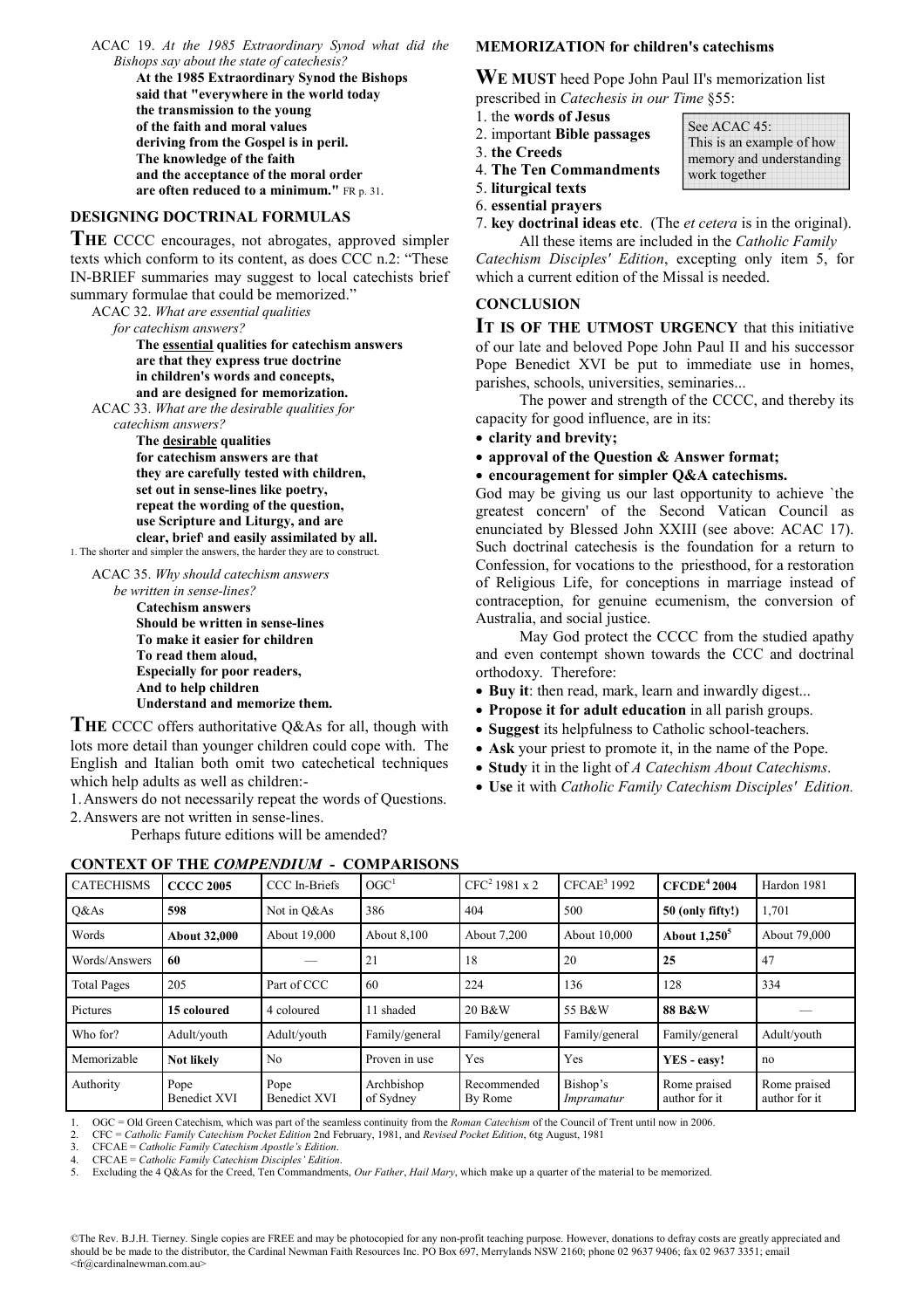ACAC 19. *At the 1985 Extraordinary Synod what did the Bishops say about the state of catechesis?*

**At the 1985 Extraordinary Synod the Bishops said that "everywhere in the world today the transmission to the young of the faith and moral values deriving from the Gospel is in peril. The knowledge of the faith and the acceptance of the moral order are often reduced to a minimum."** FR p. 31.

### DESIGNING DOCTRINAL FORMULAS

**THE** CCCC encourages, not abrogates, approved simpler texts which conform to its content, as does CCC n.2: "These IN-BRIEF summaries may suggest to local catechists brief summary formulae that could be memorized."

ACAC 32. *What are essential qualities for catechism answers?*

**The essential qualities for catechism answers are that they express true doctrine in children's words and concepts, and are designed for memorization.**

ACAC 33. *What are the desirable qualities for catechism answers?*

**The desirable qualities for catechism answers are that they are carefully tested with children, set out in sense-lines like poetry, repeat the wording of the question, use Scripture and Liturgy, and are clear, brief[1] and easily assimilated by all.**

1. The shorter and simpler the answers, the harder they are to construct.

ACAC 35. *Why should catechism answers be written in sense-lines?*

**Catechism answers**
**Should be written in sense-lines**
**To make it easier for children**
**To read them aloud,**
**Especially for poor readers,**
**And to help children**
**Understand and memorize them.**

**THE** CCCC offers authoritative Q&As for all, though with lots more detail than younger children could cope with. The English and Italian both omit two catechetical techniques which help adults as well as children:-

1. Answers do not necessarily repeat the words of Questions.
2. Answers are not written in sense-lines.

Perhaps future editions will be amended?

### MEMORIZATION for children's catechisms

**WE MUST** heed Pope John Paul II's memorization list prescribed in *Catechesis in our Time* §55:

1. the **words of Jesus**
2. important **Bible passages**
3. **the Creeds**
4. **The Ten Commandments**
5. **liturgical texts**
6. **essential prayers**
7. **key doctrinal ideas etc**. (The *et cetera* is in the original).

See ACAC 45: This is an example of how memory and understanding work together

All these items are included in the *Catholic Family Catechism Disciples' Edition*, excepting only item 5, for which a current edition of the Missal is needed.

### CONCLUSION

**IT IS OF THE UTMOST URGENCY** that this initiative of our late and beloved Pope John Paul II and his successor Pope Benedict XVI be put to immediate use in homes, parishes, schools, universities, seminaries...

The power and strength of the CCCC, and thereby its capacity for good influence, are in its:

- **clarity and brevity;**
- **approval of the Question & Answer format;**
- **encouragement for simpler Q&A catechisms.**

God may be giving us our last opportunity to achieve `the greatest concern' of the Second Vatican Council as enunciated by Blessed John XXIII (see above: ACAC 17). Such doctrinal catechesis is the foundation for a return to Confession, for vocations to the priesthood, for a restoration of Religious Life, for conceptions in marriage instead of contraception, for genuine ecumenism, the conversion of Australia, and social justice.

May God protect the CCCC from the studied apathy and even contempt shown towards the CCC and doctrinal orthodoxy. Therefore:

- **Buy it**: then read, mark, learn and inwardly digest...
- **Propose it for adult education** in all parish groups.
- **Suggest** its helpfulness to Catholic school-teachers.
- **Ask** your priest to promote it, in the name of the Pope.
- **Study** it in the light of *A Catechism About Catechisms*.
- **Use** it with *Catholic Family Catechism Disciples' Edition.*

### CONTEXT OF THE *COMPENDIUM* - COMPARISONS

| CATECHISMS | **CCCC 2005** | CCC In-Briefs | OGC[1] | CFC[2] 1981 x 2 | CFCAE[3] 1992 | **CFCDE[4] 2004** | Hardon 1981 |
|---|---|---|---|---|---|---|---|
| Q&As | **598** | Not in Q&As | 386 | 404 | 500 | **50 (only fifty!)** | 1,701 |
| Words | **About 32,000** | About 19,000 | About 8,100 | About 7,200 | About 10,000 | **About 1,250[5]** | About 79,000 |
| Words/Answers | **60** | — | 21 | 18 | 20 | **25** | 47 |
| Total Pages | 205 | Part of CCC | 60 | 224 | 136 | 128 | 334 |
| Pictures | **15 coloured** | 4 coloured | 11 shaded | 20 B&W | 55 B&W | **88 B&W** | — |
| Who for? | Adult/youth | Adult/youth | Family/general | Family/general | Family/general | Family/general | Adult/youth |
| Memorizable | **Not likely** | No | Proven in use | Yes | Yes | **YES - easy!** | no |
| Authority | Pope Benedict XVI | Pope Benedict XVI | Archbishop of Sydney | Recommended By Rome | Bishop's *Imprimatur* | Rome praised author for it | Rome praised author for it |

1. OGC = Old Green Catechism, which was part of the seamless continuity from the *Roman Catechism* of the Council of Trent until now in 2006.
2. CFC = *Catholic Family Catechism Pocket Edition* 2nd February, 1981, and *Revised Pocket Edition*, 6tg August, 1981
3. CFCAE = *Catholic Family Catechism Apostle's Edition*.
4. CFCAE = *Catholic Family Catechism Disciples' Edition*.
5. Excluding the 4 Q&As for the Creed, Ten Commandments, *Our Father*, *Hail Mary*, which make up a quarter of the material to be memorized.

©The Rev. B.J.H. Tierney. Single copies are FREE and may be photocopied for any non-profit teaching purpose. However, donations to defray costs are greatly appreciated and should be be made to the distributor, the Cardinal Newman Faith Resources Inc. PO Box 697, Merrylands NSW 2160; phone 02 9637 9406; fax 02 9637 3351; email <fr@cardinalnewman.com.au>